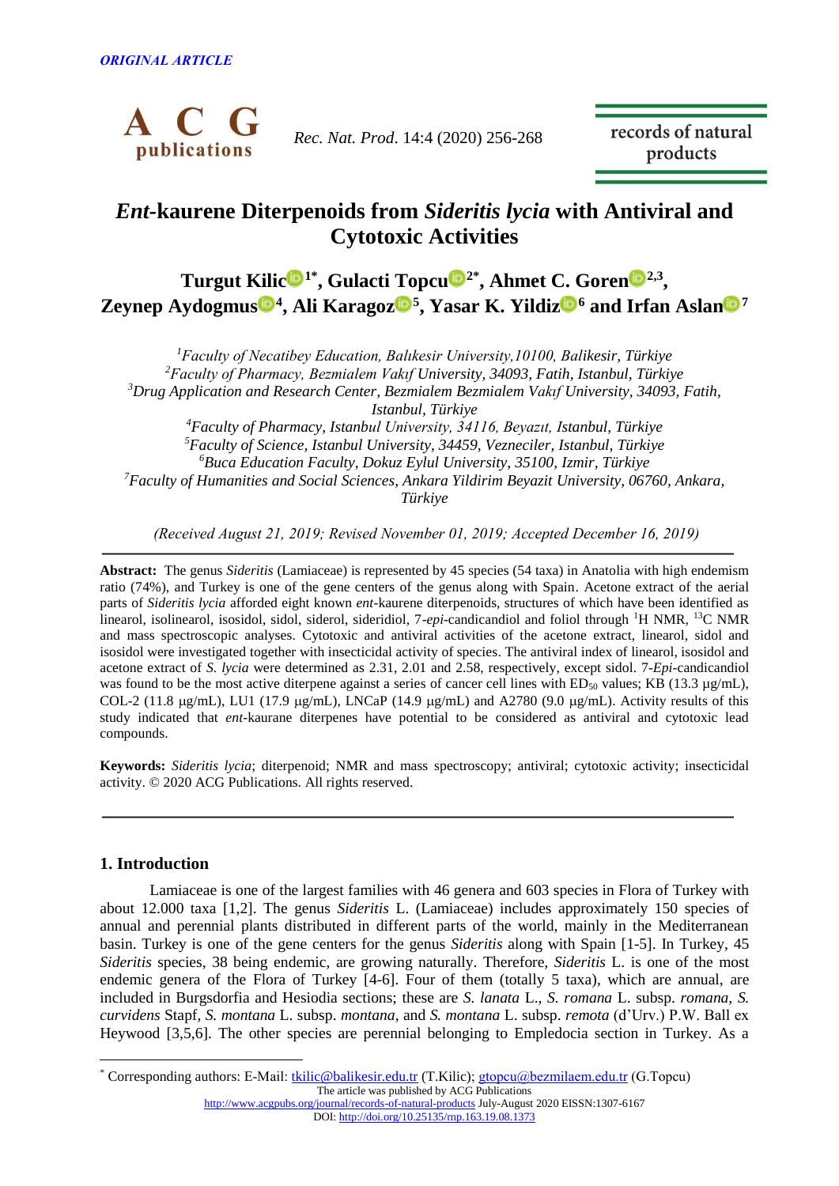ORIGINAL ARTICLE

# *Ent*-kaurene Diterpenoids from *Sideritis lycia* with Antiviral and Cytotoxic Activities

**Turgut Kilic[1*], Gulacti Topcu[2*], Ahmet C. Goren[2,3], Zeynep Aydogmus[4], Ali Karagoz[5], Yasar K. Yildiz[6] and Irfan Aslan[7]**

[1]*Faculty of Necatibey Education, Balıkesir University,10100, Balikesir, Türkiye*
[2]*Faculty of Pharmacy, Bezmialem Vakıf University, 34093, Fatih, Istanbul, Türkiye*
[3]*Drug Application and Research Center, Bezmialem Bezmialem Vakıf University, 34093, Fatih, Istanbul, Türkiye*
[4]*Faculty of Pharmacy, Istanbul University, 34116, Beyazıt, Istanbul, Türkiye*
[5]*Faculty of Science, Istanbul University, 34459, Vezneciler, Istanbul, Türkiye*
[6]*Buca Education Faculty, Dokuz Eylul University, 35100, Izmir, Türkiye*
[7]*Faculty of Humanities and Social Sciences, Ankara Yildirim Beyazit University, 06760, Ankara, Türkiye*

*(Received August 21, 2019; Revised November 01, 2019; Accepted December 16, 2019)*

**Abstract:** The genus *Sideritis* (Lamiaceae) is represented by 45 species (54 taxa) in Anatolia with high endemism ratio (74%), and Turkey is one of the gene centers of the genus along with Spain. Acetone extract of the aerial parts of *Sideritis lycia* afforded eight known *ent*-kaurene diterpenoids, structures of which have been identified as linearol, isolinearol, isosidol, sidol, siderol, sideridiol, 7-*epi*-candicandiol and foliol through $^1H$ NMR, $^{13}C$ NMR and mass spectroscopic analyses. Cytotoxic and antiviral activities of the acetone extract, linearol, sidol and isosidol were investigated together with insecticidal activity of species. The antiviral index of linearol, isosidol and acetone extract of *S. lycia* were determined as 2.31, 2.01 and 2.58, respectively, except sidol. 7-*Epi*-candicandiol was found to be the most active diterpene against a series of cancer cell lines with $ED_{50}$ values; KB (13.3 µg/mL), COL-2 (11.8 µg/mL), LU1 (17.9 µg/mL), LNCaP (14.9 µg/mL) and A2780 (9.0 µg/mL). Activity results of this study indicated that *ent*-kaurane diterpenes have potential to be considered as antiviral and cytotoxic lead compounds.

**Keywords:** *Sideritis lycia*; diterpenoid; NMR and mass spectroscopy; antiviral; cytotoxic activity; insecticidal activity. © 2020 ACG Publications. All rights reserved.

## 1. Introduction

Lamiaceae is one of the largest families with 46 genera and 603 species in Flora of Turkey with about 12.000 taxa [1,2]. The genus *Sideritis* L. (Lamiaceae) includes approximately 150 species of annual and perennial plants distributed in different parts of the world, mainly in the Mediterranean basin. Turkey is one of the gene centers for the genus *Sideritis* along with Spain [1-5]. In Turkey, 45 *Sideritis* species, 38 being endemic, are growing naturally. Therefore, *Sideritis* L. is one of the most endemic genera of the Flora of Turkey [4-6]. Four of them (totally 5 taxa), which are annual, are included in Burgsdorfia and Hesiodia sections; these are *S. lanata* L., *S. romana* L. subsp. *romana*, *S. curvidens* Stapf, *S. montana* L. subsp. *montana*, and *S. montana* L. subsp. *remota* (d'Urv.) P.W. Ball ex Heywood [3,5,6]. The other species are perennial belonging to Empledocia section in Turkey. As a

* Corresponding authors: E-Mail: tkilic@balikesir.edu.tr (T.Kilic); gtopcu@bezmilaem.edu.tr (G.Topcu)

The article was published by ACG Publications
http://www.acgpubs.org/journal/records-of-natural-products July-August 2020 EISSN:1307-6167
DOI: http://doi.org/10.25135/rnp.163.19.08.1373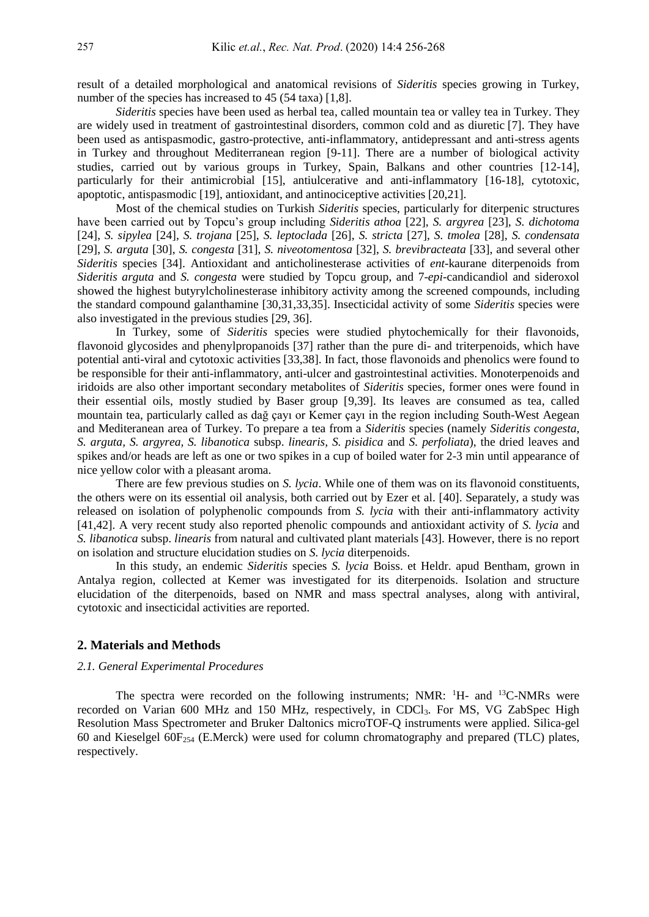result of a detailed morphological and anatomical revisions of *Sideritis* species growing in Turkey, number of the species has increased to 45 (54 taxa) [1,8].

*Sideritis* species have been used as herbal tea, called mountain tea or valley tea in Turkey. They are widely used in treatment of gastrointestinal disorders, common cold and as diuretic [7]. They have been used as antispasmodic, gastro-protective, anti-inflammatory, antidepressant and anti-stress agents in Turkey and throughout Mediterranean region [9-11]. There are a number of biological activity studies, carried out by various groups in Turkey, Spain, Balkans and other countries [12-14], particularly for their antimicrobial [15], antiulcerative and anti-inflammatory [16-18], cytotoxic, apoptotic, antispasmodic [19], antioxidant, and antinociceptive activities [20,21].

Most of the chemical studies on Turkish *Sideritis* species, particularly for diterpenic structures have been carried out by Topcu's group including *Sideritis athoa* [22], *S. argyrea* [23], *S. dichotoma* [24], *S. sipylea* [24], *S. trojana* [25], *S. leptoclada* [26], *S. stricta* [27], *S. tmolea* [28], *S. condensata* [29], *S. arguta* [30], *S. congesta* [31], *S. niveotomentosa* [32], *S. brevibracteata* [33], and several other *Sideritis* species [34]. Antioxidant and anticholinesterase activities of *ent*-kaurane diterpenoids from *Sideritis arguta* and *S. congesta* were studied by Topcu group, and 7-*epi*-candicandiol and sideroxol showed the highest butyrylcholinesterase inhibitory activity among the screened compounds, including the standard compound galanthamine [30,31,33,35]. Insecticidal activity of some *Sideritis* species were also investigated in the previous studies [29, 36].

In Turkey, some of *Sideritis* species were studied phytochemically for their flavonoids, flavonoid glycosides and phenylpropanoids [37] rather than the pure di- and triterpenoids, which have potential anti-viral and cytotoxic activities [33,38]. In fact, those flavonoids and phenolics were found to be responsible for their anti-inflammatory, anti-ulcer and gastrointestinal activities. Monoterpenoids and iridoids are also other important secondary metabolites of *Sideritis* species, former ones were found in their essential oils, mostly studied by Baser group [9,39]. Its leaves are consumed as tea, called mountain tea, particularly called as dağ çayı or Kemer çayı in the region including South-West Aegean and Mediteranean area of Turkey. To prepare a tea from a *Sideritis* species (namely *Sideritis congesta, S. arguta, S. argyrea, S. libanotica* subsp. *linearis, S. pisidica* and *S. perfoliata*), the dried leaves and spikes and/or heads are left as one or two spikes in a cup of boiled water for 2-3 min until appearance of nice yellow color with a pleasant aroma.

There are few previous studies on *S. lycia*. While one of them was on its flavonoid constituents, the others were on its essential oil analysis, both carried out by Ezer et al. [40]. Separately, a study was released on isolation of polyphenolic compounds from *S. lycia* with their anti-inflammatory activity [41,42]. A very recent study also reported phenolic compounds and antioxidant activity of *S. lycia* and *S. libanotica* subsp. *linearis* from natural and cultivated plant materials [43]. However, there is no report on isolation and structure elucidation studies on *S. lycia* diterpenoids.

In this study, an endemic *Sideritis* species *S. lycia* Boiss. et Heldr. apud Bentham, grown in Antalya region, collected at Kemer was investigated for its diterpenoids. Isolation and structure elucidation of the diterpenoids, based on NMR and mass spectral analyses, along with antiviral, cytotoxic and insecticidal activities are reported.

## 2. Materials and Methods

### *2.1. General Experimental Procedures*

The spectra were recorded on the following instruments; NMR: $^1$H- and $^{13}$C-NMRs were recorded on Varian 600 MHz and 150 MHz, respectively, in $CDCl_3$. For MS, VG ZabSpec High Resolution Mass Spectrometer and Bruker Daltonics microTOF-Q instruments were applied. Silica-gel 60 and Kieselgel 60$F_{254}$ (E.Merck) were used for column chromatography and prepared (TLC) plates, respectively.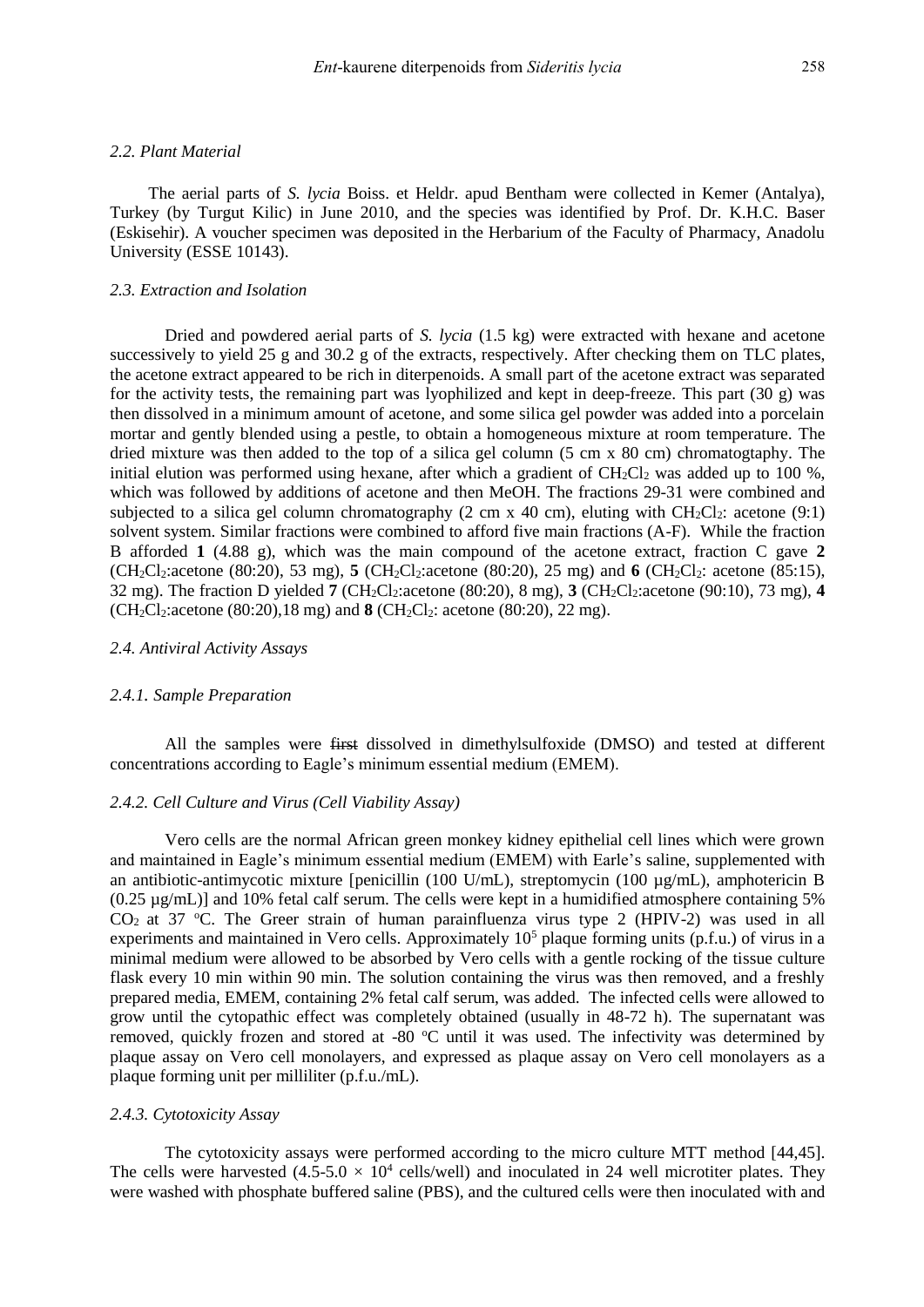### 2.2. Plant Material

The aerial parts of *S. lycia* Boiss. et Heldr. apud Bentham were collected in Kemer (Antalya), Turkey (by Turgut Kilic) in June 2010, and the species was identified by Prof. Dr. K.H.C. Baser (Eskisehir). A voucher specimen was deposited in the Herbarium of the Faculty of Pharmacy, Anadolu University (ESSE 10143).

### 2.3. Extraction and Isolation

Dried and powdered aerial parts of *S. lycia* (1.5 kg) were extracted with hexane and acetone successively to yield 25 g and 30.2 g of the extracts, respectively. After checking them on TLC plates, the acetone extract appeared to be rich in diterpenoids. A small part of the acetone extract was separated for the activity tests, the remaining part was lyophilized and kept in deep-freeze. This part (30 g) was then dissolved in a minimum amount of acetone, and some silica gel powder was added into a porcelain mortar and gently blended using a pestle, to obtain a homogeneous mixture at room temperature. The dried mixture was then added to the top of a silica gel column (5 cm x 80 cm) chromatogtaphy. The initial elution was performed using hexane, after which a gradient of $CH_2Cl_2$ was added up to 100 %, which was followed by additions of acetone and then MeOH. The fractions 29-31 were combined and subjected to a silica gel column chromatography (2 cm x 40 cm), eluting with $CH_2Cl_2$: acetone (9:1) solvent system. Similar fractions were combined to afford five main fractions (A-F). While the fraction B afforded **1** (4.88 g), which was the main compound of the acetone extract, fraction C gave **2** ($CH_2Cl_2$:acetone (80:20), 53 mg), **5** ($CH_2Cl_2$:acetone (80:20), 25 mg) and **6** ($CH_2Cl_2$: acetone (85:15), 32 mg). The fraction D yielded **7** ($CH_2Cl_2$:acetone (80:20), 8 mg), **3** ($CH_2Cl_2$:acetone (90:10), 73 mg), **4** ($CH_2Cl_2$:acetone (80:20),18 mg) and **8** ($CH_2Cl_2$: acetone (80:20), 22 mg).

### 2.4. Antiviral Activity Assays

#### 2.4.1. Sample Preparation

All the samples were ~~first~~ dissolved in dimethylsulfoxide (DMSO) and tested at different concentrations according to Eagle's minimum essential medium (EMEM).

#### 2.4.2. Cell Culture and Virus (Cell Viability Assay)

Vero cells are the normal African green monkey kidney epithelial cell lines which were grown and maintained in Eagle's minimum essential medium (EMEM) with Earle's saline, supplemented with an antibiotic-antimycotic mixture [penicillin (100 U/mL), streptomycin (100 µg/mL), amphotericin B (0.25 µg/mL)] and 10% fetal calf serum. The cells were kept in a humidified atmosphere containing 5% $CO_2$ at 37 °C. The Greer strain of human parainfluenza virus type 2 (HPIV-2) was used in all experiments and maintained in Vero cells. Approximately $10^5$ plaque forming units (p.f.u.) of virus in a minimal medium were allowed to be absorbed by Vero cells with a gentle rocking of the tissue culture flask every 10 min within 90 min. The solution containing the virus was then removed, and a freshly prepared media, EMEM, containing 2% fetal calf serum, was added. The infected cells were allowed to grow until the cytopathic effect was completely obtained (usually in 48-72 h). The supernatant was removed, quickly frozen and stored at -80 °C until it was used. The infectivity was determined by plaque assay on Vero cell monolayers, and expressed as plaque assay on Vero cell monolayers as a plaque forming unit per milliliter (p.f.u./mL).

#### 2.4.3. Cytotoxicity Assay

The cytotoxicity assays were performed according to the micro culture MTT method [44,45]. The cells were harvested ($4.5\text{-}5.0 \times 10^4$ cells/well) and inoculated in 24 well microtiter plates. They were washed with phosphate buffered saline (PBS), and the cultured cells were then inoculated with and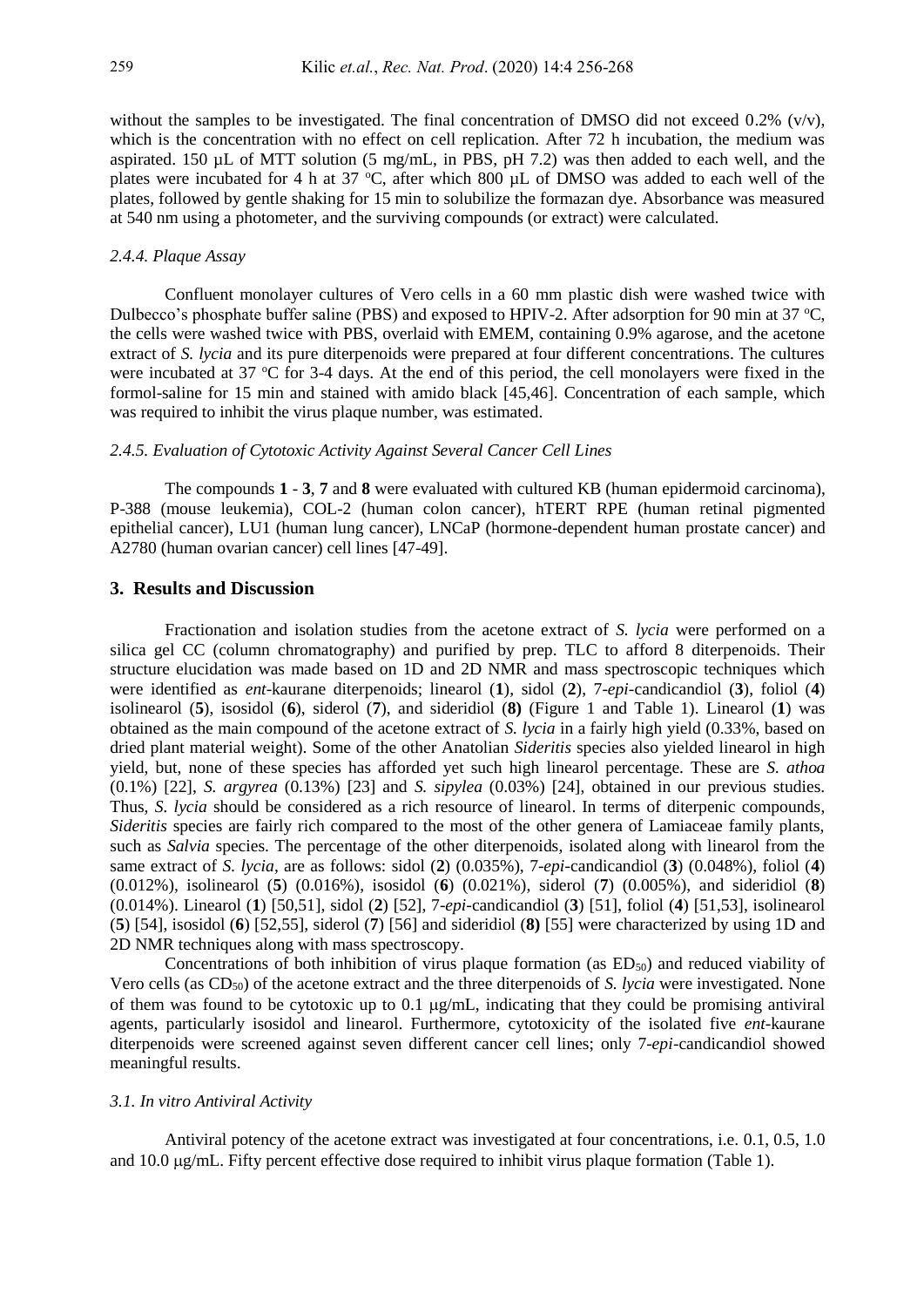without the samples to be investigated. The final concentration of DMSO did not exceed 0.2% (v/v), which is the concentration with no effect on cell replication. After 72 h incubation, the medium was aspirated. 150 µL of MTT solution (5 mg/mL, in PBS, pH 7.2) was then added to each well, and the plates were incubated for 4 h at 37 °C, after which 800 µL of DMSO was added to each well of the plates, followed by gentle shaking for 15 min to solubilize the formazan dye. Absorbance was measured at 540 nm using a photometer, and the surviving compounds (or extract) were calculated.

#### *2.4.4. Plaque Assay*

Confluent monolayer cultures of Vero cells in a 60 mm plastic dish were washed twice with Dulbecco's phosphate buffer saline (PBS) and exposed to HPIV-2. After adsorption for 90 min at 37 °C, the cells were washed twice with PBS, overlaid with EMEM, containing 0.9% agarose, and the acetone extract of *S. lycia* and its pure diterpenoids were prepared at four different concentrations. The cultures were incubated at 37 °C for 3-4 days. At the end of this period, the cell monolayers were fixed in the formol-saline for 15 min and stained with amido black [45,46]. Concentration of each sample, which was required to inhibit the virus plaque number, was estimated.

#### *2.4.5. Evaluation of Cytotoxic Activity Against Several Cancer Cell Lines*

The compounds **1** - **3**, **7** and **8** were evaluated with cultured KB (human epidermoid carcinoma), P-388 (mouse leukemia), COL-2 (human colon cancer), hTERT RPE (human retinal pigmented epithelial cancer), LU1 (human lung cancer), LNCaP (hormone-dependent human prostate cancer) and A2780 (human ovarian cancer) cell lines [47-49].

## 3. Results and Discussion

Fractionation and isolation studies from the acetone extract of *S. lycia* were performed on a silica gel CC (column chromatography) and purified by prep. TLC to afford 8 diterpenoids. Their structure elucidation was made based on 1D and 2D NMR and mass spectroscopic techniques which were identified as *ent*-kaurane diterpenoids; linearol (**1**), sidol (**2**), 7-*epi*-candicandiol (**3**), foliol (**4**) isolinearol (**5**), isosidol (**6**), siderol (**7**), and sideridiol (**8**) (Figure 1 and Table 1). Linearol (**1**) was obtained as the main compound of the acetone extract of *S. lycia* in a fairly high yield (0.33%, based on dried plant material weight). Some of the other Anatolian *Sideritis* species also yielded linearol in high yield, but, none of these species has afforded yet such high linearol percentage. These are *S. athoa* (0.1%) [22], *S. argyrea* (0.13%) [23] and *S. sipylea* (0.03%) [24], obtained in our previous studies. Thus, *S. lycia* should be considered as a rich resource of linearol. In terms of diterpenic compounds, *Sideritis* species are fairly rich compared to the most of the other genera of Lamiaceae family plants, such as *Salvia* species. The percentage of the other diterpenoids, isolated along with linearol from the same extract of *S. lycia*, are as follows: sidol (**2**) (0.035%), 7-*epi*-candicandiol (**3**) (0.048%), foliol (**4**) (0.012%), isolinearol (**5**) (0.016%), isosidol (**6**) (0.021%), siderol (**7**) (0.005%), and sideridiol (**8**) (0.014%). Linearol (**1**) [50,51], sidol (**2**) [52], 7-*epi*-candicandiol (**3**) [51], foliol (**4**) [51,53], isolinearol (**5**) [54], isosidol (**6**) [52,55], siderol (**7**) [56] and sideridiol (**8**) [55] were characterized by using 1D and 2D NMR techniques along with mass spectroscopy.

Concentrations of both inhibition of virus plaque formation (as $ED_{50}$) and reduced viability of Vero cells (as $CD_{50}$) of the acetone extract and the three diterpenoids of *S. lycia* were investigated. None of them was found to be cytotoxic up to 0.1 µg/mL, indicating that they could be promising antiviral agents, particularly isosidol and linearol. Furthermore, cytotoxicity of the isolated five *ent*-kaurane diterpenoids were screened against seven different cancer cell lines; only 7-*epi*-candicandiol showed meaningful results.

#### *3.1. In vitro Antiviral Activity*

Antiviral potency of the acetone extract was investigated at four concentrations, i.e. 0.1, 0.5, 1.0 and 10.0 µg/mL. Fifty percent effective dose required to inhibit virus plaque formation (Table 1).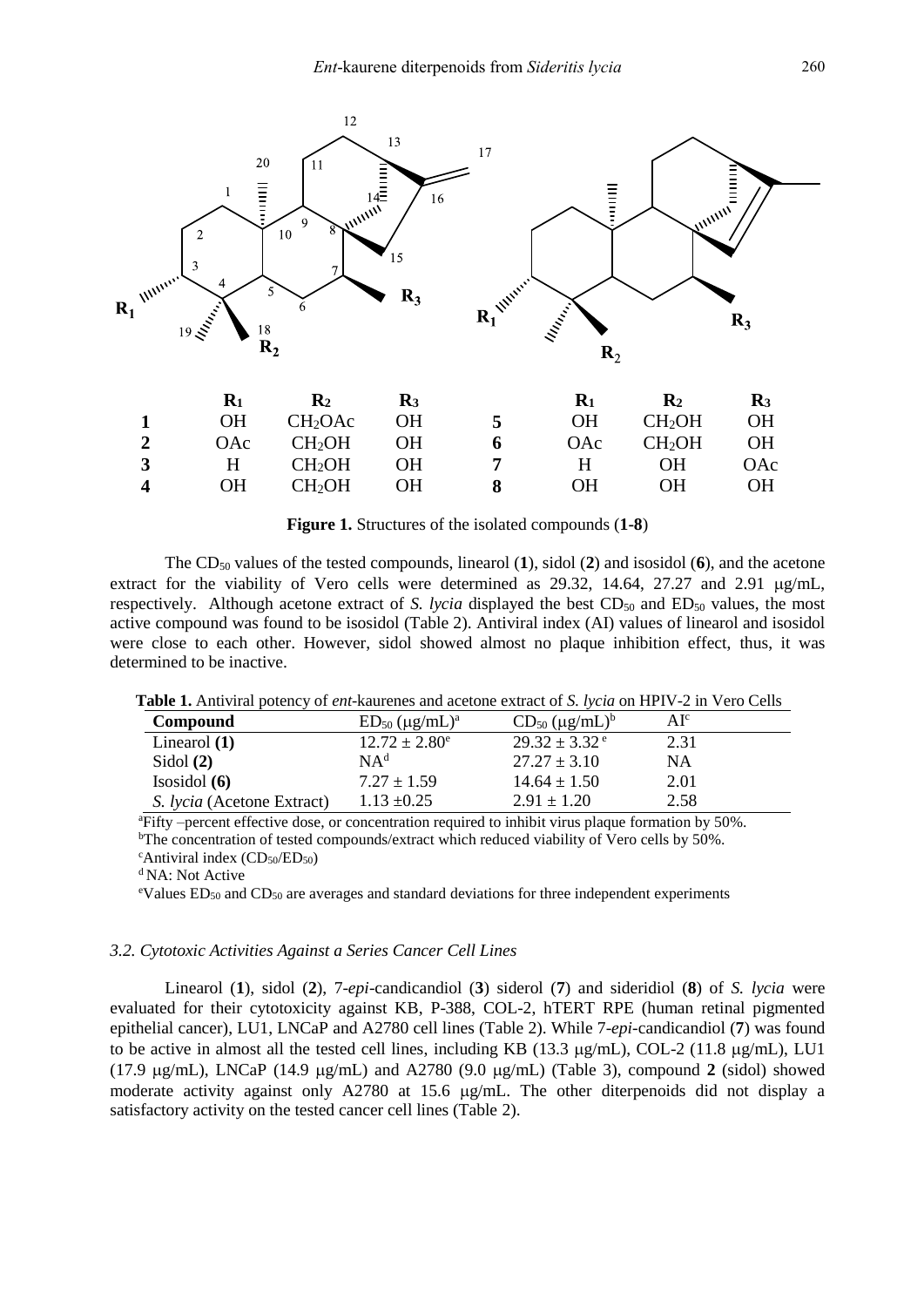|   | $R_1$ | $R_2$ | $R_3$ |   | $R_1$ | $R_2$ | $R_3$ |
|---|---|---|---|---|---|---|---|
| **1** | OH | $CH_2OAc$ | OH | **5** | OH | $CH_2OH$ | OH |
| **2** | OAc | $CH_2OH$ | OH | **6** | OAc | $CH_2OH$ | OH |
| **3** | H | $CH_2OH$ | OH | **7** | H | OH | OAc |
| **4** | OH | $CH_2OH$ | OH | **8** | OH | OH | OH |

**Figure 1.** Structures of the isolated compounds (**1-8**)

The $CD_{50}$ values of the tested compounds, linearol (**1**), sidol (**2**) and isosidol (**6**), and the acetone extract for the viability of Vero cells were determined as 29.32, 14.64, 27.27 and 2.91 μg/mL, respectively. Although acetone extract of *S. lycia* displayed the best $CD_{50}$ and $ED_{50}$ values, the most active compound was found to be isosidol (Table 2). Antiviral index (AI) values of linearol and isosidol were close to each other. However, sidol showed almost no plaque inhibition effect, thus, it was determined to be inactive.

**Table 1.** Antiviral potency of *ent*-kaurenes and acetone extract of *S. lycia* on HPIV-2 in Vero Cells

| Compound | $ED_{50}$ (μg/mL)[a] | $CD_{50}$ (μg/mL)[b] | AI[c] |
|---|---|---|---|
| Linearol **(1)** | 12.72 ± 2.80[e] | 29.32 ± 3.32[e] | 2.31 |
| Sidol **(2)** | NA[d] | 27.27 ± 3.10 | NA |
| Isosidol **(6)** | 7.27 ± 1.59 | 14.64 ± 1.50 | 2.01 |
| *S. lycia* (Acetone Extract) | 1.13 ±0.25 | 2.91 ± 1.20 | 2.58 |

[a]Fifty –percent effective dose, or concentration required to inhibit virus plaque formation by 50%.
[b]The concentration of tested compounds/extract which reduced viability of Vero cells by 50%.
[c]Antiviral index ($CD_{50}$/$ED_{50}$)
[d] NA: Not Active
[e]Values $ED_{50}$ and $CD_{50}$ are averages and standard deviations for three independent experiments

### 3.2. Cytotoxic Activities Against a Series Cancer Cell Lines

Linearol (**1**), sidol (**2**), 7-*epi*-candicandiol (**3**) siderol (**7**) and sideridiol (**8**) of *S. lycia* were evaluated for their cytotoxicity against KB, P-388, COL-2, hTERT RPE (human retinal pigmented epithelial cancer), LU1, LNCaP and A2780 cell lines (Table 2). While 7-*epi*-candicandiol (**7**) was found to be active in almost all the tested cell lines, including KB (13.3 μg/mL), COL-2 (11.8 μg/mL), LU1 (17.9 μg/mL), LNCaP (14.9 μg/mL) and A2780 (9.0 μg/mL) (Table 3), compound **2** (sidol) showed moderate activity against only A2780 at 15.6 μg/mL. The other diterpenoids did not display a satisfactory activity on the tested cancer cell lines (Table 2).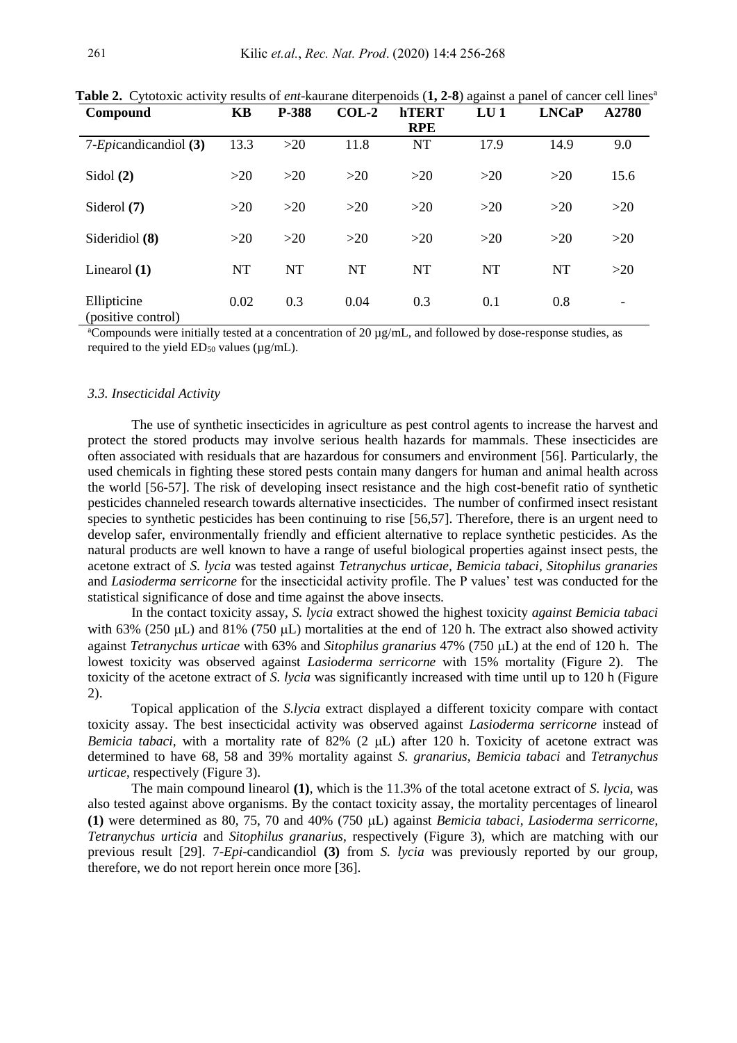**Table 2.** Cytotoxic activity results of *ent*-kaurane diterpenoids (**1, 2-8**) against a panel of cancer cell lines[a]

| Compound | KB | P-388 | COL-2 | hTERT RPE | LU 1 | LNCaP | A2780 |
|---|---|---|---|---|---|---|---|
| 7-*Epi*candicandiol **(3)** | 13.3 | >20 | 11.8 | NT | 17.9 | 14.9 | 9.0 |
| Sidol **(2)** | >20 | >20 | >20 | >20 | >20 | >20 | 15.6 |
| Siderol **(7)** | >20 | >20 | >20 | >20 | >20 | >20 | >20 |
| Sideridiol **(8)** | >20 | >20 | >20 | >20 | >20 | >20 | >20 |
| Linearol **(1)** | NT | NT | NT | NT | NT | NT | >20 |
| Ellipticine (positive control) | 0.02 | 0.3 | 0.04 | 0.3 | 0.1 | 0.8 | - |

[a]Compounds were initially tested at a concentration of 20 µg/mL, and followed by dose-response studies, as required to the yield $ED_{50}$ values (µg/mL).

### *3.3. Insecticidal Activity*

The use of synthetic insecticides in agriculture as pest control agents to increase the harvest and protect the stored products may involve serious health hazards for mammals. These insecticides are often associated with residuals that are hazardous for consumers and environment [56]. Particularly, the used chemicals in fighting these stored pests contain many dangers for human and animal health across the world [56-57]. The risk of developing insect resistance and the high cost-benefit ratio of synthetic pesticides channeled research towards alternative insecticides. The number of confirmed insect resistant species to synthetic pesticides has been continuing to rise [56,57]. Therefore, there is an urgent need to develop safer, environmentally friendly and efficient alternative to replace synthetic pesticides. As the natural products are well known to have a range of useful biological properties against insect pests, the acetone extract of *S. lycia* was tested against *Tetranychus urticae, Bemicia tabaci, Sitophilus granaries* and *Lasioderma serricorne* for the insecticidal activity profile. The P values' test was conducted for the statistical significance of dose and time against the above insects.

In the contact toxicity assay, *S. lycia* extract showed the highest toxicity *against Bemicia tabaci* with 63% (250 µL) and 81% (750 µL) mortalities at the end of 120 h. The extract also showed activity against *Tetranychus urticae* with 63% and *Sitophilus granarius* 47% (750 µL) at the end of 120 h. The lowest toxicity was observed against *Lasioderma serricorne* with 15% mortality (Figure 2). The toxicity of the acetone extract of *S. lycia* was significantly increased with time until up to 120 h (Figure 2).

Topical application of the *S.lycia* extract displayed a different toxicity compare with contact toxicity assay. The best insecticidal activity was observed against *Lasioderma serricorne* instead of *Bemicia tabaci*, with a mortality rate of 82% (2 µL) after 120 h. Toxicity of acetone extract was determined to have 68, 58 and 39% mortality against *S. granarius*, *Bemicia tabaci* and *Tetranychus urticae*, respectively (Figure 3).

The main compound linearol **(1)**, which is the 11.3% of the total acetone extract of *S. lycia*, was also tested against above organisms. By the contact toxicity assay, the mortality percentages of linearol **(1)** were determined as 80, 75, 70 and 40% (750 µL) against *Bemicia tabaci*, *Lasioderma serricorne*, *Tetranychus urticia* and *Sitophilus granarius*, respectively (Figure 3), which are matching with our previous result [29]. 7-*Epi*-candicandiol **(3)** from *S. lycia* was previously reported by our group, therefore, we do not report herein once more [36].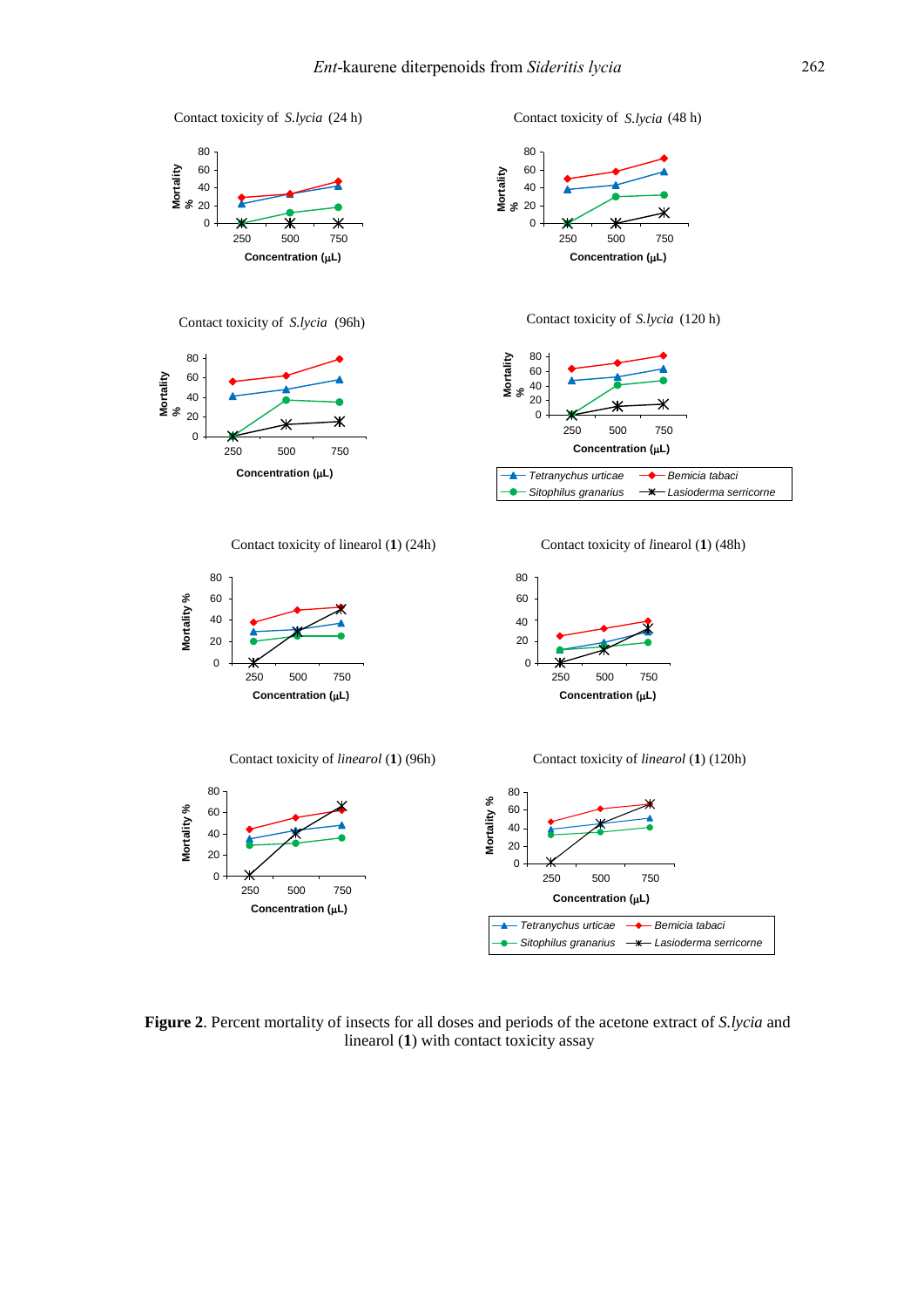Contact toxicity of *S.lycia* (24 h)

Contact toxicity of *S.lycia* (48 h)

Contact toxicity of *S.lycia* (96h)

Contact toxicity of *S.lycia* (120 h)

Contact toxicity of linearol (**1**) (24h)

Contact toxicity of *l*inearol (**1**) (48h)

Contact toxicity of *linearol* (**1**) (96h)

Contact toxicity of *linearol* (**1**) (120h)

**Figure 2**. Percent mortality of insects for all doses and periods of the acetone extract of *S.lycia* and linearol (**1**) with contact toxicity assay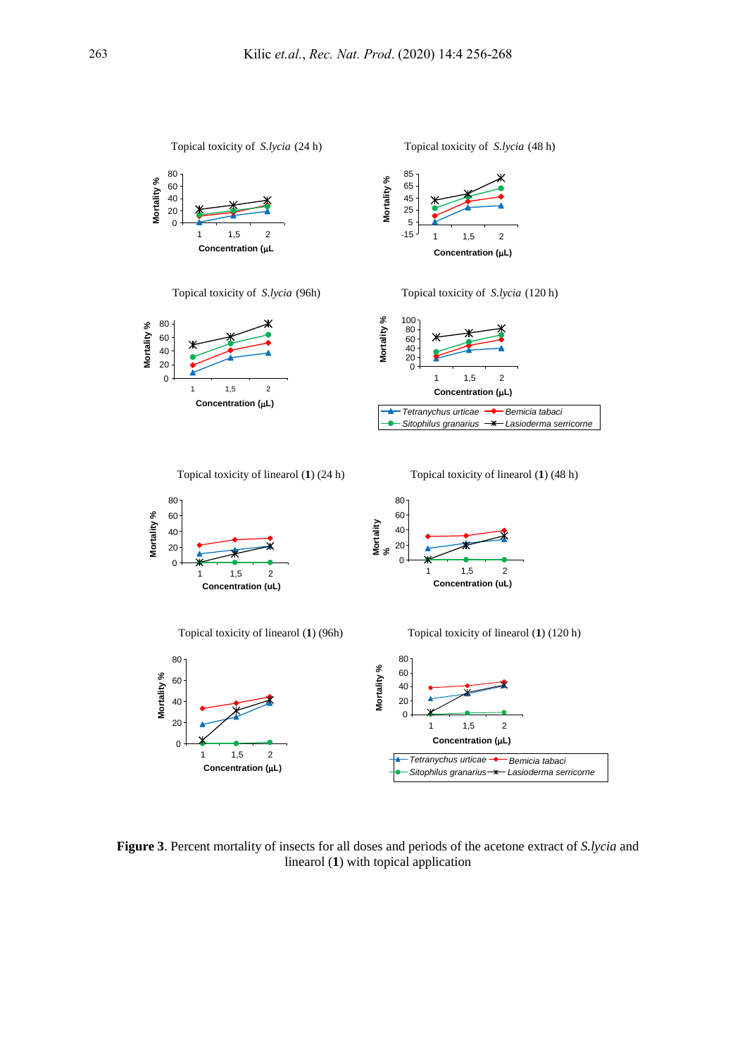**Figure 3**. Percent mortality of insects for all doses and periods of the acetone extract of *S.lycia* and linearol (**1**) with topical application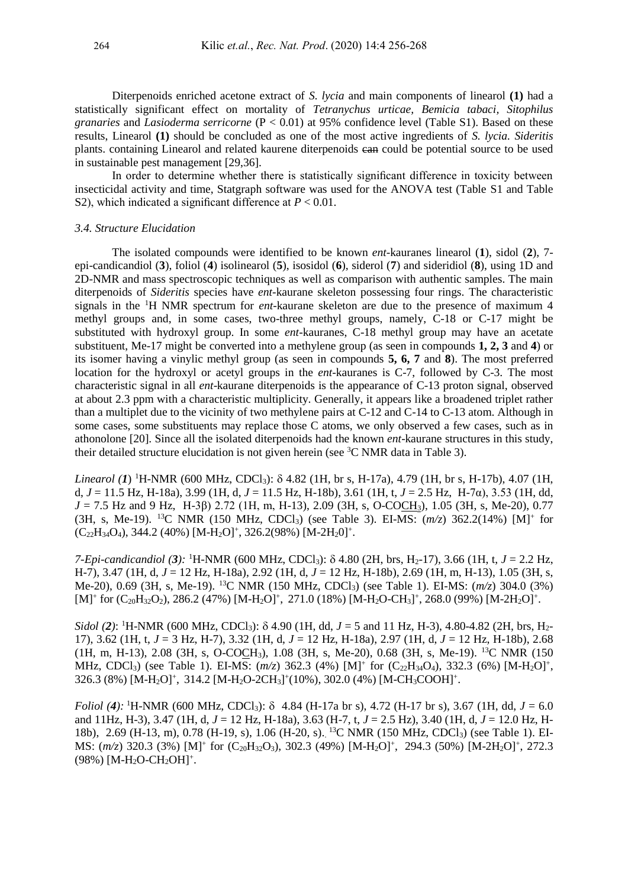Diterpenoids enriched acetone extract of *S. lycia* and main components of linearol **(1)** had a statistically significant effect on mortality of *Tetranychus urticae, Bemicia tabaci, Sitophilus granaries* and *Lasioderma serricorne* (P < 0.01) at 95% confidence level (Table S1). Based on these results, Linearol **(1)** should be concluded as one of the most active ingredients of *S. lycia*. *Sideritis* plants. containing Linearol and related kaurene diterpenoids ~~can~~ could be potential source to be used in sustainable pest management [29,36].

In order to determine whether there is statistically significant difference in toxicity between insecticidal activity and time, Statgraph software was used for the ANOVA test (Table S1 and Table S2), which indicated a significant difference at $P < 0.01$.

### *3.4. Structure Elucidation*

The isolated compounds were identified to be known *ent*-kauranes linearol (**1**), sidol (**2**), 7-epi-candicandiol (**3**), foliol (**4**) isolinearol (**5**), isosidol (**6**), siderol (**7**) and sideridiol (**8**), using 1D and 2D-NMR and mass spectroscopic techniques as well as comparison with authentic samples. The main diterpenoids of *Sideritis* species have *ent*-kaurane skeleton possessing four rings. The characteristic signals in the $^1$H NMR spectrum for *ent*-kaurane skeleton are due to the presence of maximum 4 methyl groups and, in some cases, two-three methyl groups, namely, C-18 or C-17 might be substituted with hydroxyl group. In some *ent*-kauranes, C-18 methyl group may have an acetate substituent, Me-17 might be converted into a methylene group (as seen in compounds **1, 2, 3** and **4**) or its isomer having a vinylic methyl group (as seen in compounds **5, 6, 7** and **8**). The most preferred location for the hydroxyl or acetyl groups in the *ent*-kauranes is C-7, followed by C-3. The most characteristic signal in all *ent*-kaurane diterpenoids is the appearance of C-13 proton signal, observed at about 2.3 ppm with a characteristic multiplicity. Generally, it appears like a broadened triplet rather than a multiplet due to the vicinity of two methylene pairs at C-12 and C-14 to C-13 atom. Although in some cases, some substituents may replace those C atoms, we only observed a few cases, such as in athonolone [20]. Since all the isolated diterpenoids had the known *ent*-kaurane structures in this study, their detailed structure elucidation is not given herein (see $^3$C NMR data in Table 3).

*Linearol (**1**)* $^1$H-NMR (600 MHz, $CDCl_3$): δ 4.82 (1H, br s, H-17a), 4.79 (1H, br s, H-17b), 4.07 (1H, d, $J$ = 11.5 Hz, H-18a), 3.99 (1H, d, $J$ = 11.5 Hz, H-18b), 3.61 (1H, t, $J$ = 2.5 Hz, H-7α), 3.53 (1H, dd, $J$ = 7.5 Hz and 9 Hz, H-3β) 2.72 (1H, m, H-13), 2.09 (3H, s, O-CO<u>CH</u>$_3$), 1.05 (3H, s, Me-20), 0.77 (3H, s, Me-19). $^{13}$C NMR (150 MHz, $CDCl_3$) (see Table 3). EI-MS: (*m/z*) 362.2(14%) $[M]^+$ for ($C_{22}H_{34}O_4$), 344.2 (40%) $[M\text{-}H_2O]^+$, 326.2(98%) $[M\text{-}2H_20]^+$.

*7-Epi-candicandiol (**3**):* $^1$H-NMR (600 MHz, $CDCl_3$): δ 4.80 (2H, brs, $H_2$-17), 3.66 (1H, t, $J$ = 2.2 Hz, H-7), 3.47 (1H, d, $J$ = 12 Hz, H-18a), 2.92 (1H, d, $J$ = 12 Hz, H-18b), 2.69 (1H, m, H-13), 1.05 (3H, s, Me-20), 0.69 (3H, s, Me-19). $^{13}$C NMR (150 MHz, $CDCl_3$) (see Table 1). EI-MS: (*m/z*) 304.0 (3%) $[M]^+$ for ($C_{20}H_{32}O_2$), 286.2 (47%) $[M\text{-}H_2O]^+$, 271.0 (18%) $[M\text{-}H_2O\text{-}CH_3]^+$, 268.0 (99%) $[M\text{-}2H_2O]^+$.

*Sidol (**2**)*: $^1$H-NMR (600 MHz, $CDCl_3$): δ 4.90 (1H, dd, $J$ = 5 and 11 Hz, H-3), 4.80-4.82 (2H, brs, $H_2$-17), 3.62 (1H, t, $J$ = 3 Hz, H-7), 3.32 (1H, d, $J$ = 12 Hz, H-18a), 2.97 (1H, d, $J$ = 12 Hz, H-18b), 2.68 (1H, m, H-13), 2.08 (3H, s, O-CO<u>C</u>H$_3$), 1.08 (3H, s, Me-20), 0.68 (3H, s, Me-19). $^{13}$C NMR (150 MHz, $CDCl_3$) (see Table 1). EI-MS: (*m/z*) 362.3 (4%) $[M]^+$ for ($C_{22}H_{34}O_4$), 332.3 (6%) $[M\text{-}H_2O]^+$, 326.3 (8%) $[M\text{-}H_2O]^+$, 314.2 $[M\text{-}H_2O\text{-}2CH_3]^+$(10%), 302.0 (4%) $[M\text{-}CH_3COOH]^+$.

*Foliol (**4**):* $^1$H-NMR (600 MHz, $CDCl_3$): δ 4.84 (H-17a br s), 4.72 (H-17 br s), 3.67 (1H, dd, $J$ = 6.0 and 11Hz, H-3), 3.47 (1H, d, $J$ = 12 Hz, H-18a), 3.63 (H-7, t, $J$ = 2.5 Hz), 3.40 (1H, d, $J$ = 12.0 Hz, H-18b), 2.69 (H-13, m), 0.78 (H-19, s), 1.06 (H-20, s). $^{13}$C NMR (150 MHz, $CDCl_3$) (see Table 1). EI-MS: (*m/z*) 320.3 (3%) $[M]^+$ for ($C_{20}H_{32}O_3$), 302.3 (49%) $[M\text{-}H_2O]^+$, 294.3 (50%) $[M\text{-}2H_2O]^+$, 272.3 (98%) $[M\text{-}H_2O\text{-}CH_2OH]^+$.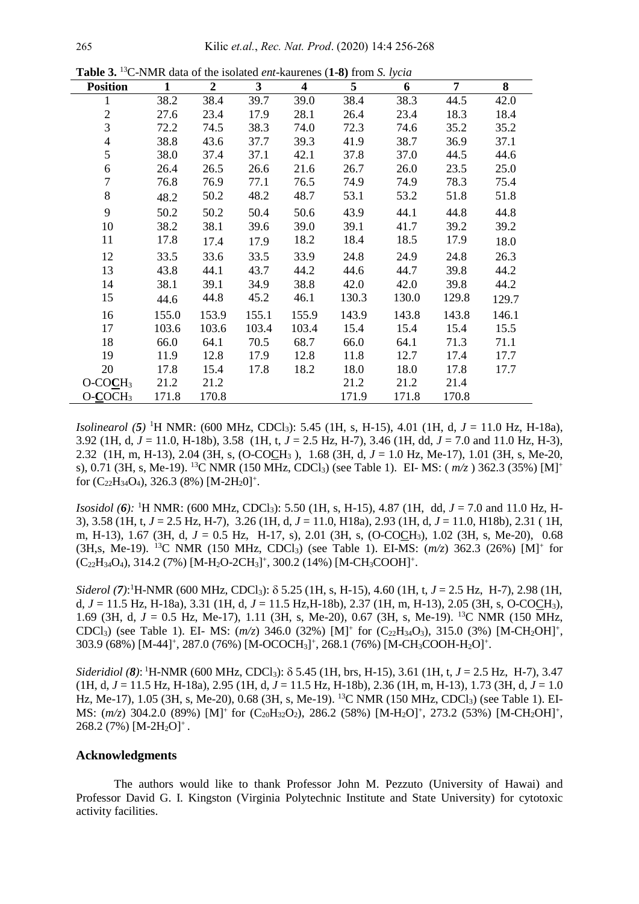**Table 3.** $^{13}$C-NMR data of the isolated *ent*-kaurenes (**1-8**) from *S. lycia*

| Position | 1 | 2 | 3 | 4 | 5 | 6 | 7 | 8 |
|---|---|---|---|---|---|---|---|---|
| 1 | 38.2 | 38.4 | 39.7 | 39.0 | 38.4 | 38.3 | 44.5 | 42.0 |
| 2 | 27.6 | 23.4 | 17.9 | 28.1 | 26.4 | 23.4 | 18.3 | 18.4 |
| 3 | 72.2 | 74.5 | 38.3 | 74.0 | 72.3 | 74.6 | 35.2 | 35.2 |
| 4 | 38.8 | 43.6 | 37.7 | 39.3 | 41.9 | 38.7 | 36.9 | 37.1 |
| 5 | 38.0 | 37.4 | 37.1 | 42.1 | 37.8 | 37.0 | 44.5 | 44.6 |
| 6 | 26.4 | 26.5 | 26.6 | 21.6 | 26.7 | 26.0 | 23.5 | 25.0 |
| 7 | 76.8 | 76.9 | 77.1 | 76.5 | 74.9 | 74.9 | 78.3 | 75.4 |
| 8 | 48.2 | 50.2 | 48.2 | 48.7 | 53.1 | 53.2 | 51.8 | 51.8 |
| 9 | 50.2 | 50.2 | 50.4 | 50.6 | 43.9 | 44.1 | 44.8 | 44.8 |
| 10 | 38.2 | 38.1 | 39.6 | 39.0 | 39.1 | 41.7 | 39.2 | 39.2 |
| 11 | 17.8 | 17.4 | 17.9 | 18.2 | 18.4 | 18.5 | 17.9 | 18.0 |
| 12 | 33.5 | 33.6 | 33.5 | 33.9 | 24.8 | 24.9 | 24.8 | 26.3 |
| 13 | 43.8 | 44.1 | 43.7 | 44.2 | 44.6 | 44.7 | 39.8 | 44.2 |
| 14 | 38.1 | 39.1 | 34.9 | 38.8 | 42.0 | 42.0 | 39.8 | 44.2 |
| 15 | 44.6 | 44.8 | 45.2 | 46.1 | 130.3 | 130.0 | 129.8 | 129.7 |
| 16 | 155.0 | 153.9 | 155.1 | 155.9 | 143.9 | 143.8 | 143.8 | 146.1 |
| 17 | 103.6 | 103.6 | 103.4 | 103.4 | 15.4 | 15.4 | 15.4 | 15.5 |
| 18 | 66.0 | 64.1 | 70.5 | 68.7 | 66.0 | 64.1 | 71.3 | 71.1 |
| 19 | 11.9 | 12.8 | 17.9 | 12.8 | 11.8 | 12.7 | 17.4 | 17.7 |
| 20 | 17.8 | 15.4 | 17.8 | 18.2 | 18.0 | 18.0 | 17.8 | 17.7 |
| O-CO**C**H$_3$ | 21.2 | 21.2 | | | 21.2 | 21.2 | 21.4 | |
| O-**C**OCH$_3$ | 171.8 | 170.8 | | | 171.9 | 171.8 | 170.8 | |

*Isolinearol (5)* $^1$H NMR: (600 MHz, CDCl$_3$): 5.45 (1H, s, H-15), 4.01 (1H, d, $J$ = 11.0 Hz, H-18a), 3.92 (1H, d, $J$ = 11.0, H-18b), 3.58 (1H, t, $J$ = 2.5 Hz, H-7), 3.46 (1H, dd, $J$ = 7.0 and 11.0 Hz, H-3), 2.32 (1H, m, H-13), 2.04 (3H, s, (O-COC̲H$_3$ ), 1.68 (3H, d, $J$ = 1.0 Hz, Me-17), 1.01 (3H, s, Me-20, s), 0.71 (3H, s, Me-19). $^{13}$C NMR (150 MHz, CDCl$_3$) (see Table 1). EI- MS: ( $m/z$ ) 362.3 (35%) [M]$^+$ for ($C_{22}H_{34}O_4$), 326.3 (8%) [M-2H$_2$0]$^+$.

*Isosidol (6):* $^1$H NMR: (600 MHz, CDCl$_3$): 5.50 (1H, s, H-15), 4.87 (1H, dd, $J$ = 7.0 and 11.0 Hz, H-3), 3.58 (1H, t, $J$ = 2.5 Hz, H-7), 3.26 (1H, d, $J$ = 11.0, H18a), 2.93 (1H, d, $J$ = 11.0, H18b), 2.31 ( 1H, m, H-13), 1.67 (3H, d, $J$ = 0.5 Hz, H-17, s), 2.01 (3H, s, (O-COC̲H$_3$), 1.02 (3H, s, Me-20), 0.68 (3H,s, Me-19). $^{13}$C NMR (150 MHz, CDCl$_3$) (see Table 1). EI-MS: ($m/z$) 362.3 (26%) [M]$^+$ for ($C_{22}H_{34}O_4$), 314.2 (7%) [M-H$_2$O-2CH$_3$]$^+$, 300.2 (14%) [M-CH$_3$COOH]$^+$.

*Siderol (7)*: $^1$H-NMR (600 MHz, CDCl$_3$): δ 5.25 (1H, s, H-15), 4.60 (1H, t, $J$ = 2.5 Hz, H-7), 2.98 (1H, d, $J$ = 11.5 Hz, H-18a), 3.31 (1H, d, $J$ = 11.5 Hz,H-18b), 2.37 (1H, m, H-13), 2.05 (3H, s, O-COC̲H$_3$), 1.69 (3H, d, $J$ = 0.5 Hz, Me-17), 1.11 (3H, s, Me-20), 0.67 (3H, s, Me-19). $^{13}$C NMR (150 MHz, CDCl$_3$) (see Table 1). EI- MS: ($m/z$) 346.0 (32%) [M]$^+$ for ($C_{22}H_{34}O_3$), 315.0 (3%) [M-CH$_2$OH]$^+$, 303.9 (68%) [M-44]$^+$, 287.0 (76%) [M-OCOCH$_3$]$^+$, 268.1 (76%) [M-CH$_3$COOH-H$_2$O]$^+$.

*Sideridiol (8)*: $^1$H-NMR (600 MHz, CDCl$_3$): δ 5.45 (1H, brs, H-15), 3.61 (1H, t, $J$ = 2.5 Hz, H-7), 3.47 (1H, d, $J$ = 11.5 Hz, H-18a), 2.95 (1H, d, $J$ = 11.5 Hz, H-18b), 2.36 (1H, m, H-13), 1.73 (3H, d, $J$ = 1.0 Hz, Me-17), 1.05 (3H, s, Me-20), 0.68 (3H, s, Me-19). $^{13}$C NMR (150 MHz, CDCl$_3$) (see Table 1). EI-MS: ($m/z$) 304.2.0 (89%) [M]$^+$ for ($C_{20}H_{32}O_2$), 286.2 (58%) [M-H$_2$O]$^+$, 273.2 (53%) [M-CH$_2$OH]$^+$, 268.2 (7%) [M-2H$_2$O]$^+$.

## Acknowledgments

The authors would like to thank Professor John M. Pezzuto (University of Hawai) and Professor David G. I. Kingston (Virginia Polytechnic Institute and State University) for cytotoxic activity facilities.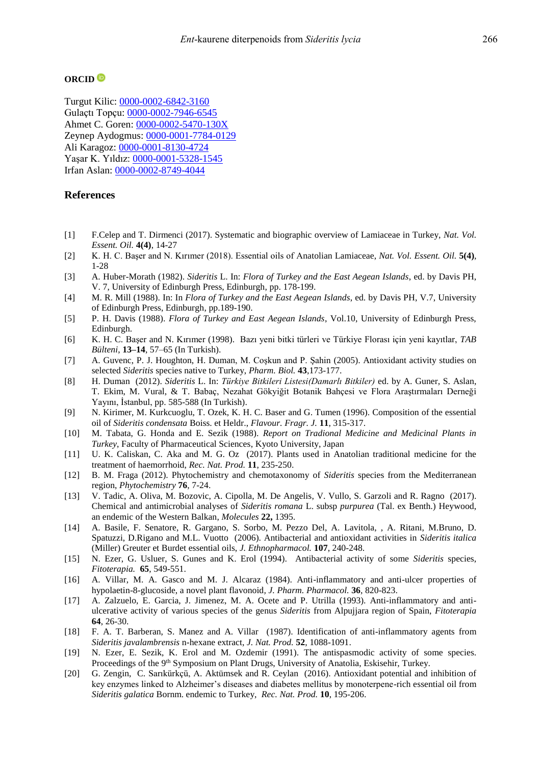**ORCID**

Turgut Kilic: 0000-0002-6842-3160
Gulaçtı Topçu: 0000-0002-7946-6545
Ahmet C. Goren: 0000-0002-5470-130X
Zeynep Aydogmus: 0000-0001-7784-0129
Ali Karagoz: 0000-0001-8130-4724
Yaşar K. Yıldız: 0000-0001-5328-1545
Irfan Aslan: 0000-0002-8749-4044

## References

[1] F.Celep and T. Dirmenci (2017). Systematic and biographic overview of Lamiaceae in Turkey, *Nat. Vol. Essent. Oil.* **4(4)**, 14-27

[2] K. H. C. Başer and N. Kırımer (2018). Essential oils of Anatolian Lamiaceae, *Nat. Vol. Essent. Oil.* **5(4)**, 1-28

[3] A. Huber-Morath (1982). *Sideritis* L. In: *Flora of Turkey and the East Aegean Islands*, ed. by Davis PH, V. 7, University of Edinburgh Press, Edinburgh, pp. 178-199.

[4] M. R. Mill (1988). In: In *Flora of Turkey and the East Aegean Islands*, ed. by Davis PH, V.7, University of Edinburgh Press, Edinburgh, pp.189-190.

[5] P. H. Davis (1988). *Flora of Turkey and East Aegean Islands*, Vol.10, University of Edinburgh Press, Edinburgh.

[6] K. H. C. Başer and N. Kırımer (1998). Bazı yeni bitki türleri ve Türkiye Florası için yeni kayıtlar, *TAB Bülteni*, **13–14**, 57–65 (In Turkish).

[7] A. Guvenc, P. J. Houghton, H. Duman, M. Coşkun and P. Şahin (2005). Antioxidant activity studies on selected *Sideritis* species native to Turkey, *Pharm. Biol.* **43**,173-177.

[8] H. Duman (2012). *Sideritis* L. In: *Türkiye Bitkileri Listesi(Damarlı Bitkiler)* ed. by A. Guner, S. Aslan, T. Ekim, M. Vural, & T. Babaç, Nezahat Gökyiğit Botanik Bahçesi ve Flora Araştırmaları Derneği Yayını, İstanbul, pp. 585-588 (In Turkish).

[9] N. Kirimer, M. Kurkcuoglu, T. Ozek, K. H. C. Baser and G. Tumen (1996). Composition of the essential oil of *Sideritis condensata* Boiss. et Heldr., *Flavour. Fragr. J.* **11**, 315-317.

[10] M. Tabata, G. Honda and E. Sezik (1988). *Report on Tradional Medicine and Medicinal Plants in Turkey*, Faculty of Pharmaceutical Sciences, Kyoto University, Japan

[11] U. K. Caliskan, C. Aka and M. G. Oz (2017). Plants used in Anatolian traditional medicine for the treatment of haemorrhoid, *Rec. Nat. Prod.* **11**, 235-250.

[12] B. M. Fraga (2012). Phytochemistry and chemotaxonomy of *Sideritis* species from the Mediterranean region, *Phytochemistry* **76**, 7-24.

[13] V. Tadic, A. Oliva, M. Bozovic, A. Cipolla, M. De Angelis, V. Vullo, S. Garzoli and R. Ragno (2017). Chemical and antimicrobial analyses of *Sideritis romana* L. subsp *purpurea* (Tal. ex Benth.) Heywood, an endemic of the Western Balkan, *Molecules* **22,** 1395.

[14] A. Basile, F. Senatore, R. Gargano, S. Sorbo, M. Pezzo Del, A. Lavitola, , A. Ritani, M.Bruno, D. Spatuzzi, D.Rigano and M.L. Vuotto (2006). Antibacterial and antioxidant activities in *Sideritis italica* (Miller) Greuter et Burdet essential oils, *J. Ethnopharmacol.* **107**, 240-248.

[15] N. Ezer, G. Usluer, S. Gunes and K. Erol (1994). Antibacterial activity of some *Sideritis* species, *Fitoterapia.* **65**, 549-551.

[16] A. Villar, M. A. Gasco and M. J. Alcaraz (1984). Anti-inflammatory and anti-ulcer properties of hypolaetin-8-glucoside, a novel plant flavonoid, *J. Pharm. Pharmacol.* **36**, 820-823.

[17] A. Zalzuelo, E. Garcia, J. Jimenez, M. A. Ocete and P. Utrilla (1993). Anti-inflammatory and anti-ulcerative activity of various species of the genus *Sideritis* from Alpujjara region of Spain, *Fitoterapia* **64**, 26-30.

[18] F. A. T. Barberan, S. Manez and A. Villar (1987). Identification of anti-inflammatory agents from *Sideritis javalambrensis* n-hexane extract, *J. Nat. Prod.* **52**, 1088-1091.

[19] N. Ezer, E. Sezik, K. Erol and M. Ozdemir (1991). The antispasmodic activity of some species. Proceedings of the 9th Symposium on Plant Drugs, University of Anatolia, Eskisehir, Turkey.

[20] G. Zengin, C. Sarıkürkçü, A. Aktümsek and R. Ceylan (2016). Antioxidant potential and inhibition of key enzymes linked to Alzheimer's diseases and diabetes mellitus by monoterpene-rich essential oil from *Sideritis galatica* Bornm. endemic to Turkey, *Rec. Nat. Prod.* **10**, 195-206.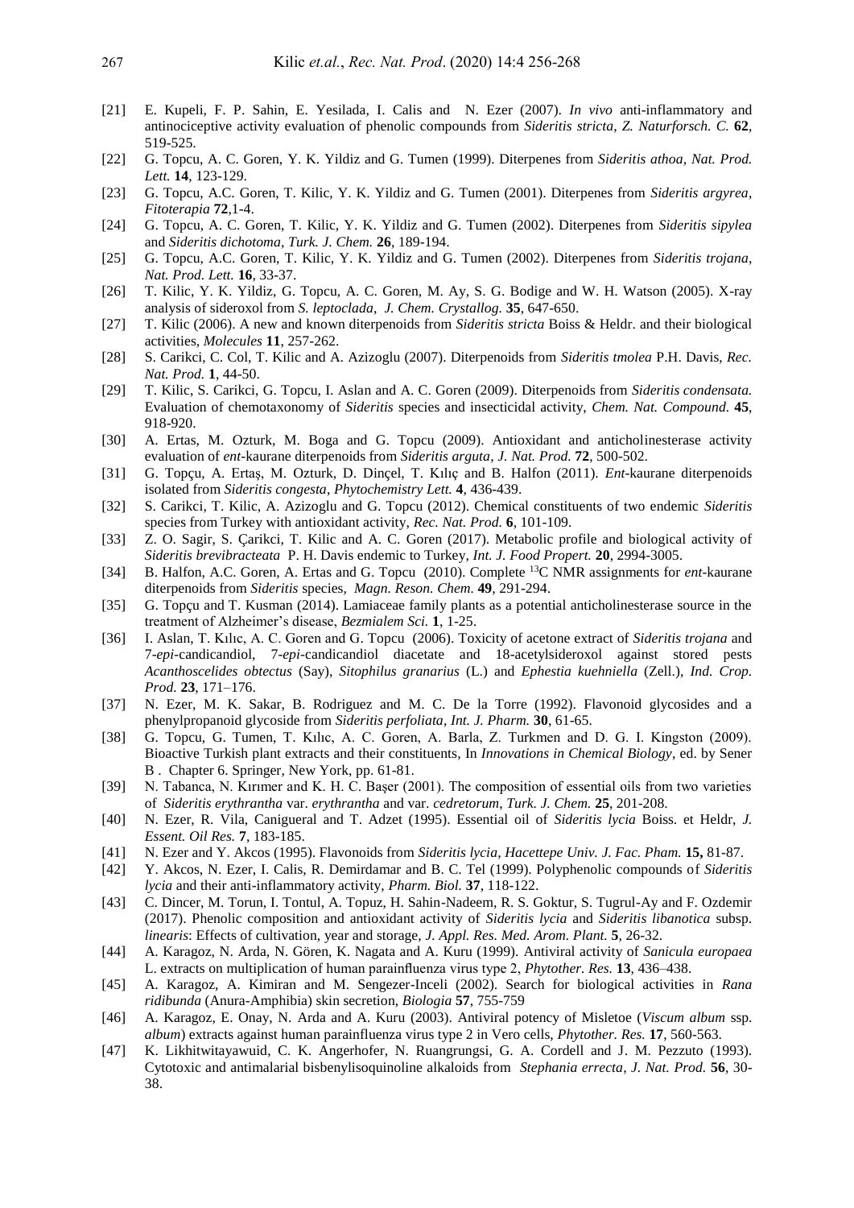[21] E. Kupeli, F. P. Sahin, E. Yesilada, I. Calis and N. Ezer (2007). *In vivo* anti-inflammatory and antinociceptive activity evaluation of phenolic compounds from *Sideritis stricta*, *Z. Naturforsch. C.* **62**, 519-525.

[22] G. Topcu, A. C. Goren, Y. K. Yildiz and G. Tumen (1999). Diterpenes from *Sideritis athoa*, *Nat. Prod. Lett.* **14**, 123-129.

[23] G. Topcu, A.C. Goren, T. Kilic, Y. K. Yildiz and G. Tumen (2001). Diterpenes from *Sideritis argyrea*, *Fitoterapia* **72**,1-4.

[24] G. Topcu, A. C. Goren, T. Kilic, Y. K. Yildiz and G. Tumen (2002). Diterpenes from *Sideritis sipylea* and *Sideritis dichotoma*, *Turk. J. Chem.* **26**, 189-194.

[25] G. Topcu, A.C. Goren, T. Kilic, Y. K. Yildiz and G. Tumen (2002). Diterpenes from *Sideritis trojana*, *Nat. Prod. Lett.* **16**, 33-37.

[26] T. Kilic, Y. K. Yildiz, G. Topcu, A. C. Goren, M. Ay, S. G. Bodige and W. H. Watson (2005). X-ray analysis of sideroxol from *S. leptoclada*, *J. Chem. Crystallog.* **35**, 647-650.

[27] T. Kilic (2006). A new and known diterpenoids from *Sideritis stricta* Boiss & Heldr. and their biological activities, *Molecules* **11**, 257-262.

[28] S. Carikci, C. Col, T. Kilic and A. Azizoglu (2007). Diterpenoids from *Sideritis tmolea* P.H. Davis, *Rec. Nat. Prod.* **1**, 44-50.

[29] T. Kilic, S. Carikci, G. Topcu, I. Aslan and A. C. Goren (2009). Diterpenoids from *Sideritis condensata.* Evaluation of chemotaxonomy of *Sideritis* species and insecticidal activity, *Chem. Nat. Compound.* **45**, 918-920.

[30] A. Ertas, M. Ozturk, M. Boga and G. Topcu (2009). Antioxidant and anticholinesterase activity evaluation of *ent*-kaurane diterpenoids from *Sideritis arguta*, *J. Nat. Prod.* **72**, 500-502.

[31] G. Topçu, A. Ertaş, M. Ozturk, D. Dinçel, T. Kılıç and B. Halfon (2011). *Ent*-kaurane diterpenoids isolated from *Sideritis congesta*, *Phytochemistry Lett.* **4**, 436-439.

[32] S. Carikci, T. Kilic, A. Azizoglu and G. Topcu (2012). Chemical constituents of two endemic *Sideritis* species from Turkey with antioxidant activity, *Rec. Nat. Prod.* **6**, 101-109.

[33] Z. O. Sagir, S. Çarikci, T. Kilic and A. C. Goren (2017). Metabolic profile and biological activity of *Sideritis brevibracteata* P. H. Davis endemic to Turkey, *Int. J. Food Propert.* **20**, 2994-3005.

[34] B. Halfon, A.C. Goren, A. Ertas and G. Topcu (2010). Complete $^{13}$C NMR assignments for *ent*-kaurane diterpenoids from *Sideritis* species, *Magn. Reson. Chem.* **49**, 291-294.

[35] G. Topçu and T. Kusman (2014). Lamiaceae family plants as a potential anticholinesterase source in the treatment of Alzheimer's disease, *Bezmialem Sci.* **1**, 1-25.

[36] I. Aslan, T. Kılıc, A. C. Goren and G. Topcu (2006). Toxicity of acetone extract of *Sideritis trojana* and 7-*epi*-candicandiol, 7-*epi*-candicandiol diacetate and 18-acetylsideroxol against stored pests *Acanthoscelides obtectus* (Say), *Sitophilus granarius* (L.) and *Ephestia kuehniella* (Zell.), *Ind. Crop. Prod.* **23**, 171–176.

[37] N. Ezer, M. K. Sakar, B. Rodriguez and M. C. De la Torre (1992). Flavonoid glycosides and a phenylpropanoid glycoside from *Sideritis perfoliata*, *Int. J. Pharm.* **30**, 61-65.

[38] G. Topcu, G. Tumen, T. Kılıc, A. C. Goren, A. Barla, Z. Turkmen and D. G. I. Kingston (2009). Bioactive Turkish plant extracts and their constituents, In *Innovations in Chemical Biology*, ed. by Sener B . Chapter 6. Springer, New York, pp. 61-81.

[39] N. Tabanca, N. Kırımer and K. H. C. Başer (2001). The composition of essential oils from two varieties of *Sideritis erythrantha* var. *erythrantha* and var. *cedretorum*, *Turk. J. Chem.* **25**, 201-208.

[40] N. Ezer, R. Vila, Canigueral and T. Adzet (1995). Essential oil of *Sideritis lycia* Boiss. et Heldr, *J. Essent. Oil Res.* **7**, 183-185.

[41] N. Ezer and Y. Akcos (1995). Flavonoids from *Sideritis lycia*, *Hacettepe Univ. J. Fac. Pham.* **15,** 81-87.

[42] Y. Akcos, N. Ezer, I. Calis, R. Demirdamar and B. C. Tel (1999). Polyphenolic compounds of *Sideritis lycia* and their anti-inflammatory activity, *Pharm. Biol.* **37**, 118-122.

[43] C. Dincer, M. Torun, I. Tontul, A. Topuz, H. Sahin-Nadeem, R. S. Goktur, S. Tugrul-Ay and F. Ozdemir (2017). Phenolic composition and antioxidant activity of *Sideritis lycia* and *Sideritis libanotica* subsp. *linearis*: Effects of cultivation, year and storage, *J. Appl. Res. Med. Arom. Plant.* **5**, 26-32.

[44] A. Karagoz, N. Arda, N. Gören, K. Nagata and A. Kuru (1999). Antiviral activity of *Sanicula europaea* L. extracts on multiplication of human parainfluenza virus type 2, *Phytother. Res.* **13**, 436–438.

[45] A. Karagoz, A. Kimiran and M. Sengezer-Inceli (2002). Search for biological activities in *Rana ridibunda* (Anura-Amphibia) skin secretion, *Biologia* **57**, 755-759

[46] A. Karagoz, E. Onay, N. Arda and A. Kuru (2003). Antiviral potency of Misletoe (*Viscum album* ssp. *album*) extracts against human parainfluenza virus type 2 in Vero cells, *Phytother. Res.* **17**, 560-563.

[47] K. Likhitwitayawuid, C. K. Angerhofer, N. Ruangrungsi, G. A. Cordell and J. M. Pezzuto (1993). Cytotoxic and antimalarial bisbenylisoquinoline alkaloids from *Stephania errecta*, *J. Nat. Prod.* **56**, 30-38.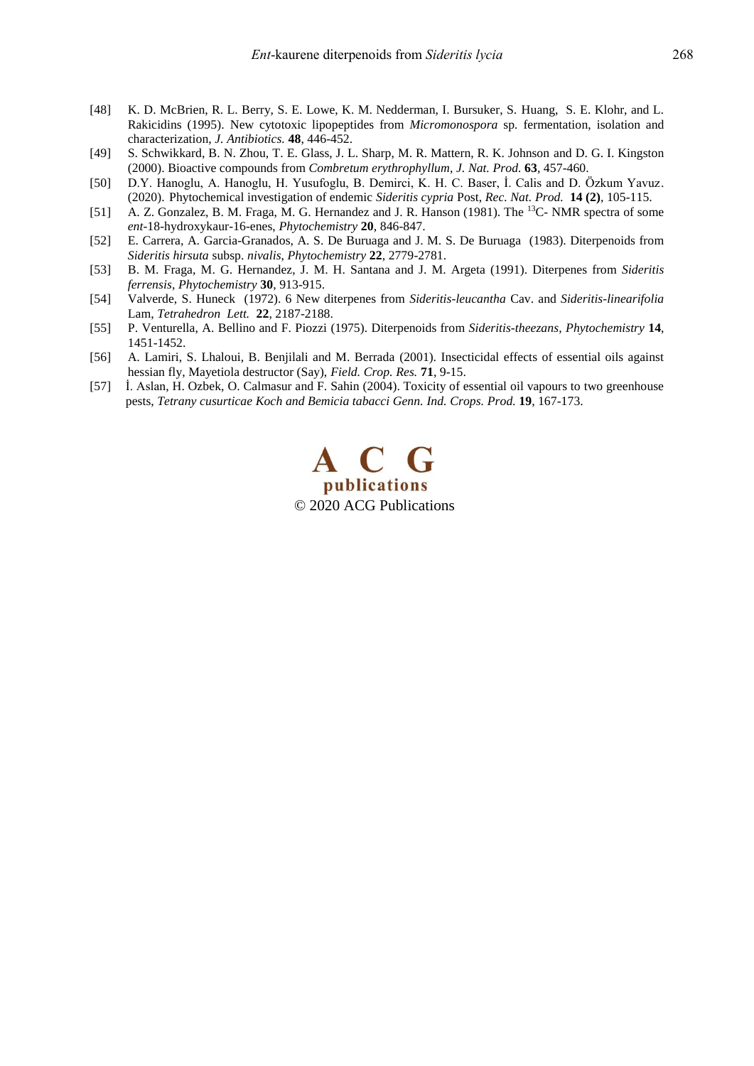[48] K. D. McBrien, R. L. Berry, S. E. Lowe, K. M. Nedderman, I. Bursuker, S. Huang, S. E. Klohr, and L. Rakicidins (1995). New cytotoxic lipopeptides from *Micromonospora* sp. fermentation, isolation and characterization, *J. Antibiotics.* **48**, 446-452.

[49] S. Schwikkard, B. N. Zhou, T. E. Glass, J. L. Sharp, M. R. Mattern, R. K. Johnson and D. G. I. Kingston (2000). Bioactive compounds from *Combretum erythrophyllum*, *J. Nat. Prod.* **63**, 457-460.

[50] D.Y. Hanoglu, A. Hanoglu, H. Yusufoglu, B. Demirci, K. H. C. Baser, İ. Calis and D. Özkum Yavuz. (2020). Phytochemical investigation of endemic *Sideritis cypria* Post, *Rec. Nat. Prod.* **14 (2)**, 105-115.

[51] A. Z. Gonzalez, B. M. Fraga, M. G. Hernandez and J. R. Hanson (1981). The $^{13}$C- NMR spectra of some *ent*-18-hydroxykaur-16-enes, *Phytochemistry* **20**, 846-847.

[52] E. Carrera, A. Garcia-Granados, A. S. De Buruaga and J. M. S. De Buruaga (1983). Diterpenoids from *Sideritis hirsuta* subsp. *nivalis*, *Phytochemistry* **22**, 2779-2781.

[53] B. M. Fraga, M. G. Hernandez, J. M. H. Santana and J. M. Argeta (1991). Diterpenes from *Sideritis ferrensis*, *Phytochemistry* **30**, 913-915.

[54] Valverde, S. Huneck (1972). 6 New diterpenes from *Sideritis-leucantha* Cav. and *Sideritis-linearifolia* Lam, *Tetrahedron Lett.* **22**, 2187-2188.

[55] P. Venturella, A. Bellino and F. Piozzi (1975). Diterpenoids from *Sideritis-theezans*, *Phytochemistry* **14**, 1451-1452.

[56] A. Lamiri, S. Lhaloui, B. Benjilali and M. Berrada (2001). Insecticidal effects of essential oils against hessian fly, Mayetiola destructor (Say), *Field. Crop. Res.* **71**, 9-15.

[57] İ. Aslan, H. Ozbek, O. Calmasur and F. Sahin (2004). Toxicity of essential oil vapours to two greenhouse pests, *Tetrany cusurticae Koch and Bemicia tabacci Genn. Ind. Crops. Prod.* **19**, 167-173.

A C G
publications
© 2020 ACG Publications